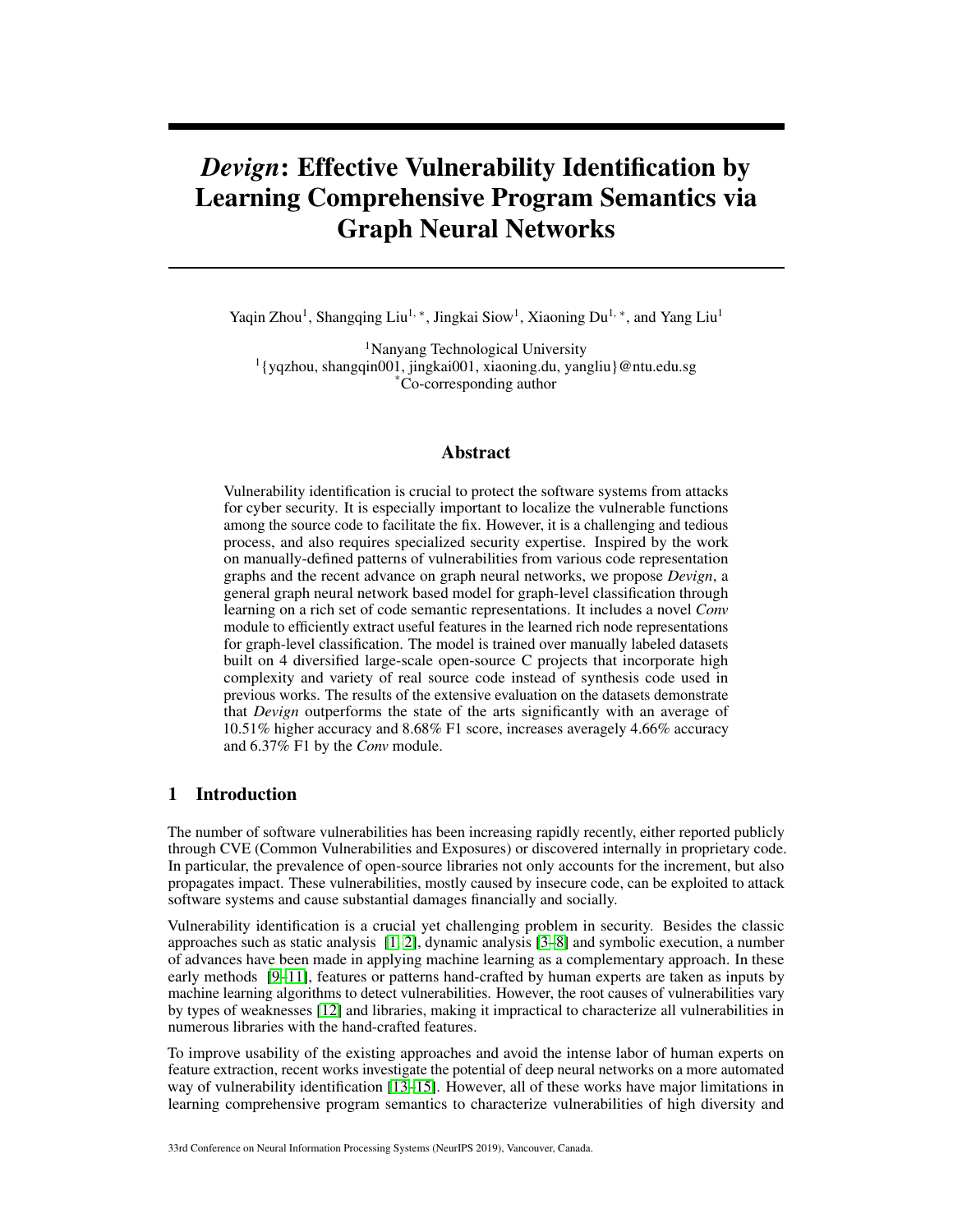# *Devign*: Effective Vulnerability Identification by Learning Comprehensive Program Semantics via Graph Neural Networks

Yaqin Zhou[1], Shangqing Liu[1, *], Jingkai Siow[1], Xiaoning Du[1, *], and Yang Liu[1]

[1]Nanyang Technological University
[1]{yqzhou, shangqin001, jingkai001, xiaoning.du, yangliu}@ntu.edu.sg
[*]Co-corresponding author

## Abstract

Vulnerability identification is crucial to protect the software systems from attacks for cyber security. It is especially important to localize the vulnerable functions among the source code to facilitate the fix. However, it is a challenging and tedious process, and also requires specialized security expertise. Inspired by the work on manually-defined patterns of vulnerabilities from various code representation graphs and the recent advance on graph neural networks, we propose *Devign*, a general graph neural network based model for graph-level classification through learning on a rich set of code semantic representations. It includes a novel *Conv* module to efficiently extract useful features in the learned rich node representations for graph-level classification. The model is trained over manually labeled datasets built on 4 diversified large-scale open-source C projects that incorporate high complexity and variety of real source code instead of synthesis code used in previous works. The results of the extensive evaluation on the datasets demonstrate that *Devign* outperforms the state of the arts significantly with an average of 10.51% higher accuracy and 8.68% F1 score, increases averagely 4.66% accuracy and 6.37% F1 by the *Conv* module.

## 1 Introduction

The number of software vulnerabilities has been increasing rapidly recently, either reported publicly through CVE (Common Vulnerabilities and Exposures) or discovered internally in proprietary code. In particular, the prevalence of open-source libraries not only accounts for the increment, but also propagates impact. These vulnerabilities, mostly caused by insecure code, can be exploited to attack software systems and cause substantial damages financially and socially.

Vulnerability identification is a crucial yet challenging problem in security. Besides the classic approaches such as static analysis [1, 2], dynamic analysis [3–8] and symbolic execution, a number of advances have been made in applying machine learning as a complementary approach. In these early methods [9–11], features or patterns hand-crafted by human experts are taken as inputs by machine learning algorithms to detect vulnerabilities. However, the root causes of vulnerabilities vary by types of weaknesses [12] and libraries, making it impractical to characterize all vulnerabilities in numerous libraries with the hand-crafted features.

To improve usability of the existing approaches and avoid the intense labor of human experts on feature extraction, recent works investigate the potential of deep neural networks on a more automated way of vulnerability identification [13–15]. However, all of these works have major limitations in learning comprehensive program semantics to characterize vulnerabilities of high diversity and

33rd Conference on Neural Information Processing Systems (NeurIPS 2019), Vancouver, Canada.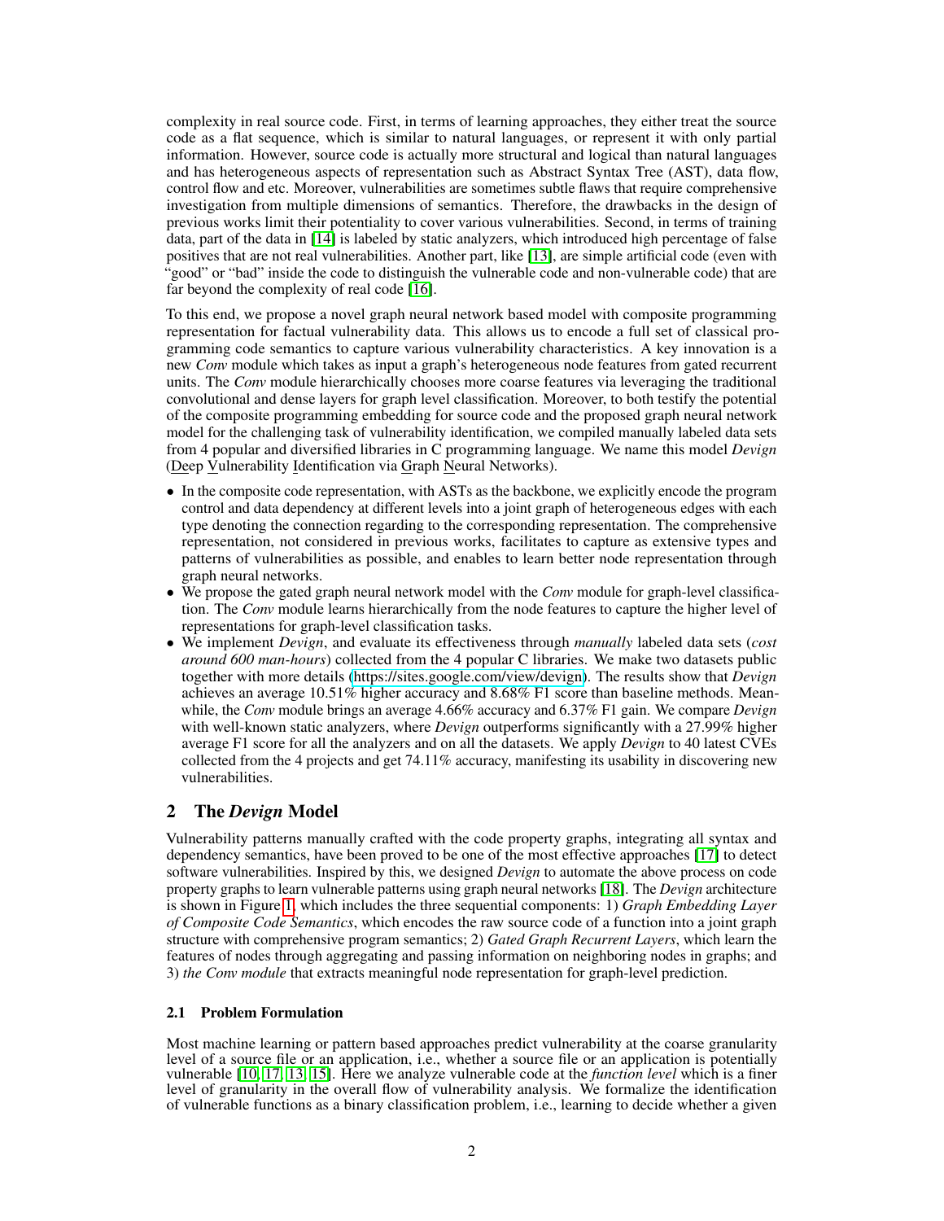complexity in real source code. First, in terms of learning approaches, they either treat the source code as a flat sequence, which is similar to natural languages, or represent it with only partial information. However, source code is actually more structural and logical than natural languages and has heterogeneous aspects of representation such as Abstract Syntax Tree (AST), data flow, control flow and etc. Moreover, vulnerabilities are sometimes subtle flaws that require comprehensive investigation from multiple dimensions of semantics. Therefore, the drawbacks in the design of previous works limit their potentiality to cover various vulnerabilities. Second, in terms of training data, part of the data in [14] is labeled by static analyzers, which introduced high percentage of false positives that are not real vulnerabilities. Another part, like [13], are simple artificial code (even with "good" or "bad" inside the code to distinguish the vulnerable code and non-vulnerable code) that are far beyond the complexity of real code [16].

To this end, we propose a novel graph neural network based model with composite programming representation for factual vulnerability data. This allows us to encode a full set of classical programming code semantics to capture various vulnerability characteristics. A key innovation is a new *Conv* module which takes as input a graph's heterogeneous node features from gated recurrent units. The *Conv* module hierarchically chooses more coarse features via leveraging the traditional convolutional and dense layers for graph level classification. Moreover, to both testify the potential of the composite programming embedding for source code and the proposed graph neural network model for the challenging task of vulnerability identification, we compiled manually labeled data sets from 4 popular and diversified libraries in C programming language. We name this model *Devign* (Deep Vulnerability Identification via Graph Neural Networks).

- In the composite code representation, with ASTs as the backbone, we explicitly encode the program control and data dependency at different levels into a joint graph of heterogeneous edges with each type denoting the connection regarding to the corresponding representation. The comprehensive representation, not considered in previous works, facilitates to capture as extensive types and patterns of vulnerabilities as possible, and enables to learn better node representation through graph neural networks.
- We propose the gated graph neural network model with the *Conv* module for graph-level classification. The *Conv* module learns hierarchically from the node features to capture the higher level of representations for graph-level classification tasks.
- We implement *Devign*, and evaluate its effectiveness through *manually* labeled data sets (*cost around 600 man-hours*) collected from the 4 popular C libraries. We make two datasets public together with more details (https://sites.google.com/view/devign). The results show that *Devign* achieves an average 10.51% higher accuracy and 8.68% F1 score than baseline methods. Meanwhile, the *Conv* module brings an average 4.66% accuracy and 6.37% F1 gain. We compare *Devign* with well-known static analyzers, where *Devign* outperforms significantly with a 27.99% higher average F1 score for all the analyzers and on all the datasets. We apply *Devign* to 40 latest CVEs collected from the 4 projects and get 74.11% accuracy, manifesting its usability in discovering new vulnerabilities.

## 2 The *Devign* Model

Vulnerability patterns manually crafted with the code property graphs, integrating all syntax and dependency semantics, have been proved to be one of the most effective approaches [17] to detect software vulnerabilities. Inspired by this, we designed *Devign* to automate the above process on code property graphs to learn vulnerable patterns using graph neural networks [18]. The *Devign* architecture is shown in Figure 1, which includes the three sequential components: 1) *Graph Embedding Layer of Composite Code Semantics*, which encodes the raw source code of a function into a joint graph structure with comprehensive program semantics; 2) *Gated Graph Recurrent Layers*, which learn the features of nodes through aggregating and passing information on neighboring nodes in graphs; and 3) *the Conv module* that extracts meaningful node representation for graph-level prediction.

### 2.1 Problem Formulation

Most machine learning or pattern based approaches predict vulnerability at the coarse granularity level of a source file or an application, i.e., whether a source file or an application is potentially vulnerable [10, 17, 13, 15]. Here we analyze vulnerable code at the *function level* which is a finer level of granularity in the overall flow of vulnerability analysis. We formalize the identification of vulnerable functions as a binary classification problem, i.e., learning to decide whether a given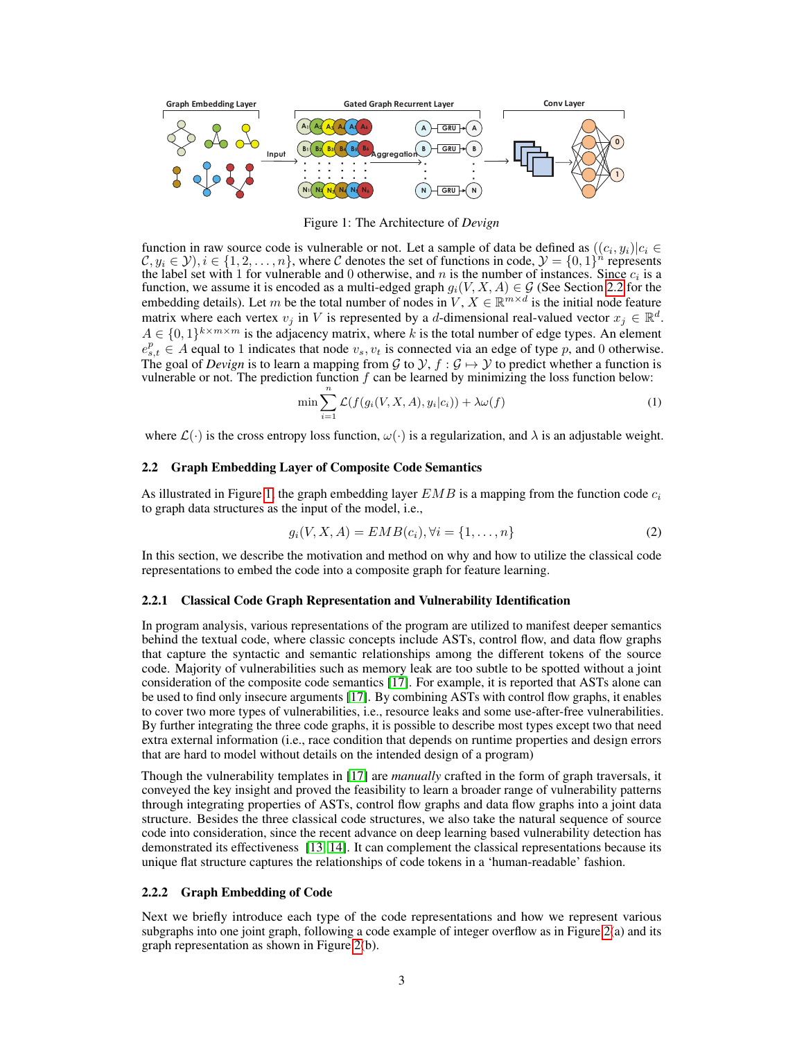Figure 1: The Architecture of *Devign*

function in raw source code is vulnerable or not. Let a sample of data be defined as $((c_i, y_i)|c_i \in \mathcal{C}, y_i \in \mathcal{Y}), i \in \{1, 2, \ldots, n\}$, where $\mathcal{C}$ denotes the set of functions in code, $\mathcal{Y} = \{0, 1\}^n$ represents the label set with 1 for vulnerable and 0 otherwise, and $n$ is the number of instances. Since $c_i$ is a function, we assume it is encoded as a multi-edged graph $g_i(V, X, A) \in \mathcal{G}$ (See Section 2.2 for the embedding details). Let $m$ be the total number of nodes in $V$, $X \in \mathbb{R}^{m \times d}$ is the initial node feature matrix where each vertex $v_j$ in $V$ is represented by a $d$-dimensional real-valued vector $x_j \in \mathbb{R}^d$. $A \in \{0, 1\}^{k \times m \times m}$ is the adjacency matrix, where $k$ is the total number of edge types. An element $e^p_{s,t} \in A$ equal to 1 indicates that node $v_s, v_t$ is connected via an edge of type $p$, and 0 otherwise. The goal of *Devign* is to learn a mapping from $\mathcal{G}$ to $\mathcal{Y}$, $f : \mathcal{G} \mapsto \mathcal{Y}$ to predict whether a function is vulnerable or not. The prediction function $f$ can be learned by minimizing the loss function below:

$$\min \sum_{i=1}^{n} \mathcal{L}(f(g_i(V, X, A), y_i|c_i)) + \lambda\omega(f) \tag{1}$$

where $\mathcal{L}(\cdot)$ is the cross entropy loss function, $\omega(\cdot)$ is a regularization, and $\lambda$ is an adjustable weight.

## 2.2 Graph Embedding Layer of Composite Code Semantics

As illustrated in Figure 1, the graph embedding layer $EMB$ is a mapping from the function code $c_i$ to graph data structures as the input of the model, i.e.,

$$g_i(V, X, A) = EMB(c_i), \forall i = \{1, \ldots, n\} \tag{2}$$

In this section, we describe the motivation and method on why and how to utilize the classical code representations to embed the code into a composite graph for feature learning.

### 2.2.1 Classical Code Graph Representation and Vulnerability Identification

In program analysis, various representations of the program are utilized to manifest deeper semantics behind the textual code, where classic concepts include ASTs, control flow, and data flow graphs that capture the syntactic and semantic relationships among the different tokens of the source code. Majority of vulnerabilities such as memory leak are too subtle to be spotted without a joint consideration of the composite code semantics [17]. For example, it is reported that ASTs alone can be used to find only insecure arguments [17]. By combining ASTs with control flow graphs, it enables to cover two more types of vulnerabilities, i.e., resource leaks and some use-after-free vulnerabilities. By further integrating the three code graphs, it is possible to describe most types except two that need extra external information (i.e., race condition that depends on runtime properties and design errors that are hard to model without details on the intended design of a program)

Though the vulnerability templates in [17] are *manually* crafted in the form of graph traversals, it conveyed the key insight and proved the feasibility to learn a broader range of vulnerability patterns through integrating properties of ASTs, control flow graphs and data flow graphs into a joint data structure. Besides the three classical code structures, we also take the natural sequence of source code into consideration, since the recent advance on deep learning based vulnerability detection has demonstrated its effectiveness [13, 14]. It can complement the classical representations because its unique flat structure captures the relationships of code tokens in a 'human-readable' fashion.

### 2.2.2 Graph Embedding of Code

Next we briefly introduce each type of the code representations and how we represent various subgraphs into one joint graph, following a code example of integer overflow as in Figure 2(a) and its graph representation as shown in Figure 2(b).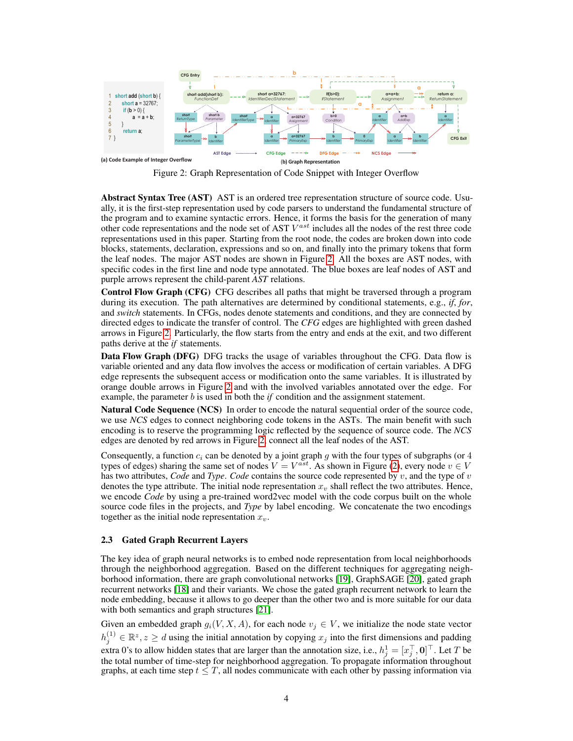Figure 2: Graph Representation of Code Snippet with Integer Overflow

**Abstract Syntax Tree (AST)** AST is an ordered tree representation structure of source code. Usually, it is the first-step representation used by code parsers to understand the fundamental structure of the program and to examine syntactic errors. Hence, it forms the basis for the generation of many other code representations and the node set of AST $V^{ast}$ includes all the nodes of the rest three code representations used in this paper. Starting from the root node, the codes are broken down into code blocks, statements, declaration, expressions and so on, and finally into the primary tokens that form the leaf nodes. The major AST nodes are shown in Figure 2. All the boxes are AST nodes, with specific codes in the first line and node type annotated. The blue boxes are leaf nodes of AST and purple arrows represent the child-parent *AST* relations.

**Control Flow Graph (CFG)** CFG describes all paths that might be traversed through a program during its execution. The path alternatives are determined by conditional statements, e.g., *if*, *for*, and *switch* statements. In CFGs, nodes denote statements and conditions, and they are connected by directed edges to indicate the transfer of control. The *CFG* edges are highlighted with green dashed arrows in Figure 2. Particularly, the flow starts from the entry and ends at the exit, and two different paths derive at the *if* statements.

**Data Flow Graph (DFG)** DFG tracks the usage of variables throughout the CFG. Data flow is variable oriented and any data flow involves the access or modification of certain variables. A DFG edge represents the subsequent access or modification onto the same variables. It is illustrated by orange double arrows in Figure 2 and with the involved variables annotated over the edge. For example, the parameter $b$ is used in both the *if* condition and the assignment statement.

**Natural Code Sequence (NCS)** In order to encode the natural sequential order of the source code, we use *NCS* edges to connect neighboring code tokens in the ASTs. The main benefit with such encoding is to reserve the programming logic reflected by the sequence of source code. The *NCS* edges are denoted by red arrows in Figure 2, connect all the leaf nodes of the AST.

Consequently, a function $c_i$ can be denoted by a joint graph $g$ with the four types of subgraphs (or 4 types of edges) sharing the same set of nodes $V = V^{ast}$. As shown in Figure (2), every node $v \in V$ has two attributes, *Code* and *Type*. *Code* contains the source code represented by $v$, and the type of $v$ denotes the type attribute. The initial node representation $x_v$ shall reflect the two attributes. Hence, we encode *Code* by using a pre-trained word2vec model with the code corpus built on the whole source code files in the projects, and *Type* by label encoding. We concatenate the two encodings together as the initial node representation $x_v$.

### 2.3 Gated Graph Recurrent Layers

The key idea of graph neural networks is to embed node representation from local neighborhoods through the neighborhood aggregation. Based on the different techniques for aggregating neighborhood information, there are graph convolutional networks [19], GraphSAGE [20], gated graph recurrent networks [18] and their variants. We chose the gated graph recurrent network to learn the node embedding, because it allows to go deeper than the other two and is more suitable for our data with both semantics and graph structures [21].

Given an embedded graph $g_i(V, X, A)$, for each node $v_j \in V$, we initialize the node state vector $h_j^{(1)} \in \mathbb{R}^z, z \geq d$ using the initial annotation by copying $x_j$ into the first dimensions and padding extra 0's to allow hidden states that are larger than the annotation size, i.e., $h_j^1 = [x_j^\top, \mathbf{0}]^\top$. Let $T$ be the total number of time-step for neighborhood aggregation. To propagate information throughout graphs, at each time step $t \leq T$, all nodes communicate with each other by passing information via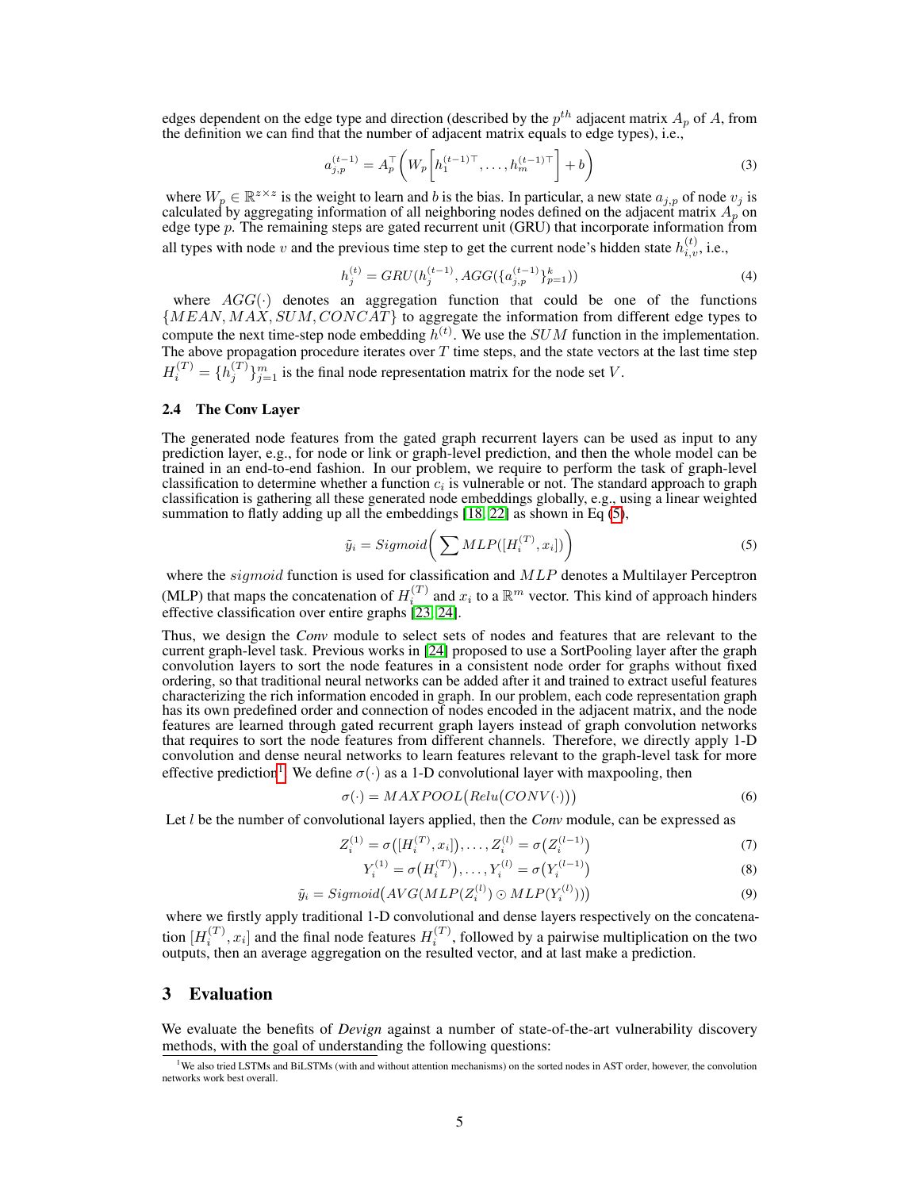edges dependent on the edge type and direction (described by the $p^{th}$ adjacent matrix $A_p$ of $A$, from the definition we can find that the number of adjacent matrix equals to edge types), i.e.,

$$a_{j,p}^{(t-1)} = A_p^\top \left( W_p \left[ h_1^{(t-1)\top}, \ldots, h_m^{(t-1)\top} \right] + b \right) \tag{3}$$

where $W_p \in \mathbb{R}^{z \times z}$ is the weight to learn and $b$ is the bias. In particular, a new state $a_{j,p}$ of node $v_j$ is calculated by aggregating information of all neighboring nodes defined on the adjacent matrix $A_p$ on edge type $p$. The remaining steps are gated recurrent unit (GRU) that incorporate information from all types with node $v$ and the previous time step to get the current node's hidden state $h_{i,v}^{(t)}$, i.e.,

$$h_j^{(t)} = GRU(h_j^{(t-1)}, AGG(\{a_{j,p}^{(t-1)}\}_{p=1}^k)) \tag{4}$$

where $AGG(\cdot)$ denotes an aggregation function that could be one of the functions $\{MEAN, MAX, SUM, CONCAT\}$ to aggregate the information from different edge types to compute the next time-step node embedding $h^{(t)}$. We use the $SUM$ function in the implementation. The above propagation procedure iterates over $T$ time steps, and the state vectors at the last time step $H_i^{(T)} = \{h_j^{(T)}\}_{j=1}^m$ is the final node representation matrix for the node set $V$.

### 2.4 The Conv Layer

The generated node features from the gated graph recurrent layers can be used as input to any prediction layer, e.g., for node or link or graph-level prediction, and then the whole model can be trained in an end-to-end fashion. In our problem, we require to perform the task of graph-level classification to determine whether a function $c_i$ is vulnerable or not. The standard approach to graph classification is gathering all these generated node embeddings globally, e.g., using a linear weighted summation to flatly adding up all the embeddings [18, 22] as shown in Eq (5),

$$\tilde{y}_i = Sigmoid\Big( \sum MLP([H_i^{(T)}, x_i]) \Big) \tag{5}$$

where the $sigmoid$ function is used for classification and $MLP$ denotes a Multilayer Perceptron (MLP) that maps the concatenation of $H_i^{(T)}$ and $x_i$ to a $\mathbb{R}^m$ vector. This kind of approach hinders effective classification over entire graphs [23, 24].

Thus, we design the *Conv* module to select sets of nodes and features that are relevant to the current graph-level task. Previous works in [24] proposed to use a SortPooling layer after the graph convolution layers to sort the node features in a consistent node order for graphs without fixed ordering, so that traditional neural networks can be added after it and trained to extract useful features characterizing the rich information encoded in graph. In our problem, each code representation graph has its own predefined order and connection of nodes encoded in the adjacent matrix, and the node features are learned through gated recurrent graph layers instead of graph convolution networks that requires to sort the node features from different channels. Therefore, we directly apply 1-D convolution and dense neural networks to learn features relevant to the graph-level task for more effective prediction[1]. We define $\sigma(\cdot)$ as a 1-D convolutional layer with maxpooling, then

$$\sigma(\cdot) = MAXPOOL\big(Relu\big(CONV(\cdot)\big)\big) \tag{6}$$

Let $l$ be the number of convolutional layers applied, then the *Conv* module, can be expressed as

$$Z_i^{(1)} = \sigma\big([H_i^{(T)}, x_i]\big), \ldots, Z_i^{(l)} = \sigma\big(Z_i^{(l-1)}\big) \tag{7}$$

$$Y_i^{(1)} = \sigma\big(H_i^{(T)}\big), \ldots, Y_i^{(l)} = \sigma\big(Y_i^{(l-1)}\big) \tag{8}$$

$$\tilde{y}_i = Sigmoid\big(AVG(MLP(Z_i^{(l)}) \odot MLP(Y_i^{(l)}))\big) \tag{9}$$

where we firstly apply traditional 1-D convolutional and dense layers respectively on the concatenation $[H_i^{(T)}, x_i]$ and the final node features $H_i^{(T)}$, followed by a pairwise multiplication on the two outputs, then an average aggregation on the resulted vector, and at last make a prediction.

## 3 Evaluation

We evaluate the benefits of *Devign* against a number of state-of-the-art vulnerability discovery methods, with the goal of understanding the following questions:

[1] We also tried LSTMs and BiLSTMs (with and without attention mechanisms) on the sorted nodes in AST order, however, the convolution networks work best overall.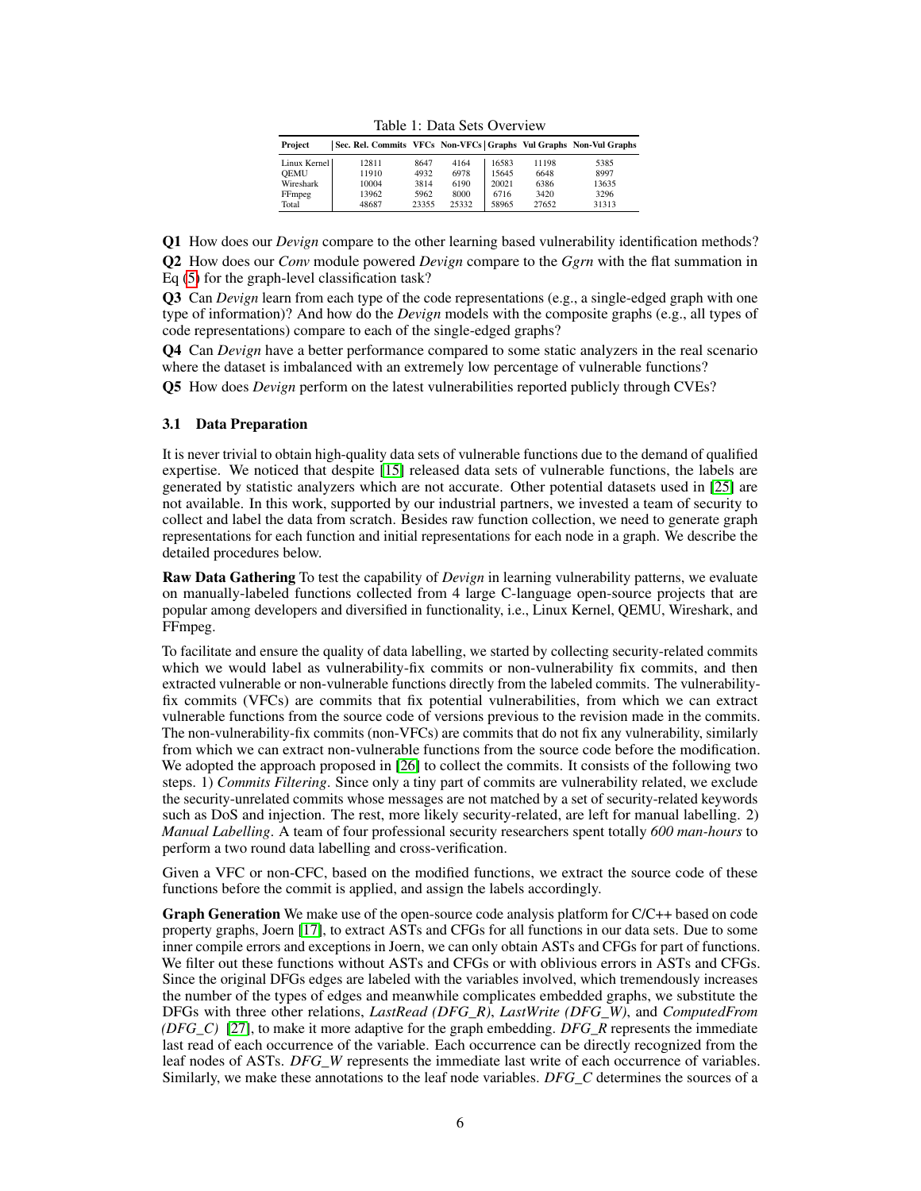Table 1: Data Sets Overview

| Project | Sec. Rel. Commits | VFCs | Non-VFCs | Graphs | Vul Graphs | Non-Vul Graphs |
|---|---|---|---|---|---|---|
| Linux Kernel | 12811 | 8647 | 4164 | 16583 | 11198 | 5385 |
| QEMU | 11910 | 4932 | 6978 | 15645 | 6648 | 8997 |
| Wireshark | 10004 | 3814 | 6190 | 20021 | 6386 | 13635 |
| FFmpeg | 13962 | 5962 | 8000 | 6716 | 3420 | 3296 |
| Total | 48687 | 23355 | 25332 | 58965 | 27652 | 31313 |

**Q1** How does our *Devign* compare to the other learning based vulnerability identification methods?

**Q2** How does our *Conv* module powered *Devign* compare to the *Ggrn* with the flat summation in Eq (5) for the graph-level classification task?

**Q3** Can *Devign* learn from each type of the code representations (e.g., a single-edged graph with one type of information)? And how do the *Devign* models with the composite graphs (e.g., all types of code representations) compare to each of the single-edged graphs?

**Q4** Can *Devign* have a better performance compared to some static analyzers in the real scenario where the dataset is imbalanced with an extremely low percentage of vulnerable functions?

**Q5** How does *Devign* perform on the latest vulnerabilities reported publicly through CVEs?

### 3.1 Data Preparation

It is never trivial to obtain high-quality data sets of vulnerable functions due to the demand of qualified expertise. We noticed that despite [15] released data sets of vulnerable functions, the labels are generated by statistic analyzers which are not accurate. Other potential datasets used in [25] are not available. In this work, supported by our industrial partners, we invested a team of security to collect and label the data from scratch. Besides raw function collection, we need to generate graph representations for each function and initial representations for each node in a graph. We describe the detailed procedures below.

**Raw Data Gathering** To test the capability of *Devign* in learning vulnerability patterns, we evaluate on manually-labeled functions collected from 4 large C-language open-source projects that are popular among developers and diversified in functionality, i.e., Linux Kernel, QEMU, Wireshark, and FFmpeg.

To facilitate and ensure the quality of data labelling, we started by collecting security-related commits which we would label as vulnerability-fix commits or non-vulnerability fix commits, and then extracted vulnerable or non-vulnerable functions directly from the labeled commits. The vulnerability-fix commits (VFCs) are commits that fix potential vulnerabilities, from which we can extract vulnerable functions from the source code of versions previous to the revision made in the commits. The non-vulnerability-fix commits (non-VFCs) are commits that do not fix any vulnerability, similarly from which we can extract non-vulnerable functions from the source code before the modification. We adopted the approach proposed in [26] to collect the commits. It consists of the following two steps. 1) *Commits Filtering*. Since only a tiny part of commits are vulnerability related, we exclude the security-unrelated commits whose messages are not matched by a set of security-related keywords such as DoS and injection. The rest, more likely security-related, are left for manual labelling. 2) *Manual Labelling*. A team of four professional security researchers spent totally *600 man-hours* to perform a two round data labelling and cross-verification.

Given a VFC or non-CFC, based on the modified functions, we extract the source code of these functions before the commit is applied, and assign the labels accordingly.

**Graph Generation** We make use of the open-source code analysis platform for C/C++ based on code property graphs, Joern [17], to extract ASTs and CFGs for all functions in our data sets. Due to some inner compile errors and exceptions in Joern, we can only obtain ASTs and CFGs for part of functions. We filter out these functions without ASTs and CFGs or with oblivious errors in ASTs and CFGs. Since the original DFGs edges are labeled with the variables involved, which tremendously increases the number of the types of edges and meanwhile complicates embedded graphs, we substitute the DFGs with three other relations, *LastRead (DFG_R)*, *LastWrite (DFG_W)*, and *ComputedFrom (DFG_C)* [27], to make it more adaptive for the graph embedding. *DFG_R* represents the immediate last read of each occurrence of the variable. Each occurrence can be directly recognized from the leaf nodes of ASTs. *DFG_W* represents the immediate last write of each occurrence of variables. Similarly, we make these annotations to the leaf node variables. *DFG_C* determines the sources of a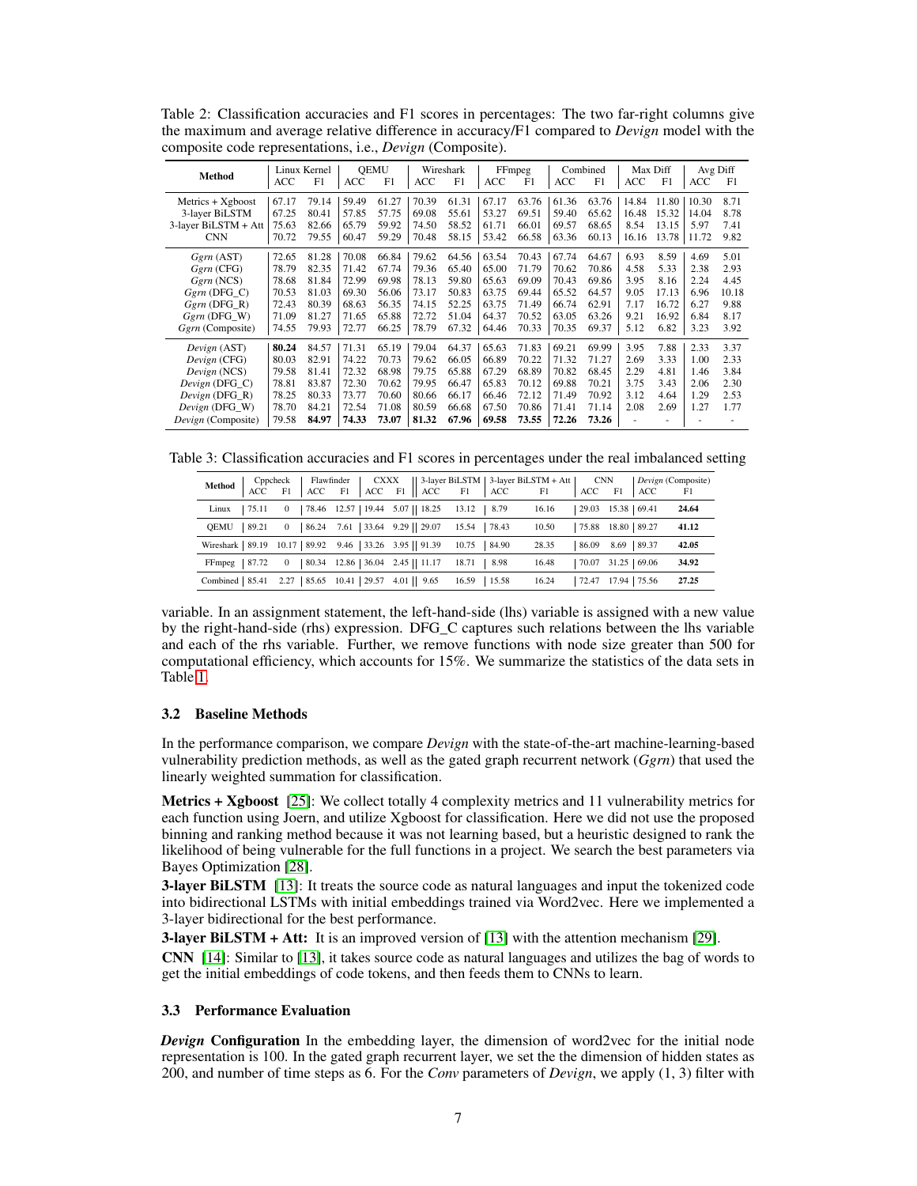Table 2: Classification accuracies and F1 scores in percentages: The two far-right columns give the maximum and average relative difference in accuracy/F1 compared to *Devign* model with the composite code representations, i.e., *Devign* (Composite).

| Method | Linux Kernel | | QEMU | | Wireshark | | FFmpeg | | Combined | | Max Diff | | Avg Diff | |
|---|---|---|---|---|---|---|---|---|---|---|---|---|---|---|
| | ACC | F1 | ACC | F1 | ACC | F1 | ACC | F1 | ACC | F1 | ACC | F1 | ACC | F1 |
| Metrics + Xgboost | 67.17 | 79.14 | 59.49 | 61.27 | 70.39 | 61.31 | 67.17 | 63.76 | 61.36 | 63.76 | 14.84 | 11.80 | 10.30 | 8.71 |
| 3-layer BiLSTM | 67.25 | 80.41 | 57.85 | 57.75 | 69.08 | 55.61 | 53.27 | 69.51 | 59.40 | 65.62 | 16.48 | 15.32 | 14.04 | 8.78 |
| 3-layer BiLSTM + Att | 75.63 | 82.66 | 65.79 | 59.92 | 74.50 | 58.52 | 61.71 | 66.01 | 69.57 | 68.65 | 8.54 | 13.15 | 5.97 | 7.41 |
| CNN | 70.72 | 79.55 | 60.47 | 59.29 | 70.48 | 58.15 | 53.42 | 66.58 | 63.36 | 60.13 | 16.16 | 13.78 | 11.72 | 9.82 |
| *Ggrn* (AST) | 72.65 | 81.28 | 70.08 | 66.84 | 79.62 | 64.56 | 63.54 | 70.43 | 67.74 | 64.67 | 6.93 | 8.59 | 4.69 | 5.01 |
| *Ggrn* (CFG) | 78.79 | 82.35 | 71.42 | 67.74 | 79.36 | 65.40 | 65.00 | 71.79 | 70.62 | 70.86 | 4.58 | 5.33 | 2.38 | 2.93 |
| *Ggrn* (NCS) | 78.68 | 81.84 | 72.99 | 69.98 | 78.13 | 59.80 | 65.63 | 69.09 | 70.43 | 69.86 | 3.95 | 8.16 | 2.24 | 4.45 |
| *Ggrn* (DFG_C) | 70.53 | 81.03 | 69.30 | 56.06 | 73.17 | 50.83 | 63.75 | 69.44 | 65.52 | 64.57 | 9.05 | 17.13 | 6.96 | 10.18 |
| *Ggrn* (DFG_R) | 72.43 | 80.39 | 68.63 | 56.35 | 74.15 | 52.25 | 63.75 | 71.49 | 66.74 | 62.91 | 7.17 | 16.72 | 6.27 | 9.88 |
| *Ggrn* (DFG_W) | 71.09 | 81.27 | 71.65 | 65.88 | 72.72 | 51.04 | 64.37 | 70.52 | 63.05 | 63.26 | 9.21 | 16.92 | 6.84 | 8.17 |
| *Ggrn* (Composite) | 74.55 | 79.93 | 72.77 | 66.25 | 78.79 | 67.32 | 64.46 | 70.33 | 70.35 | 69.37 | 5.12 | 6.82 | 3.23 | 3.92 |
| *Devign* (AST) | **80.24** | 84.57 | 71.31 | 65.19 | 79.04 | 64.37 | 65.63 | 71.83 | 69.21 | 69.99 | 3.95 | 7.88 | 2.33 | 3.37 |
| *Devign* (CFG) | 80.03 | 82.91 | 74.22 | 70.73 | 79.62 | 66.05 | 66.89 | 70.22 | 71.32 | 71.27 | 2.69 | 3.33 | 1.00 | 2.33 |
| *Devign* (NCS) | 79.58 | 81.41 | 72.32 | 68.98 | 79.75 | 65.88 | 67.29 | 68.89 | 70.82 | 68.45 | 2.29 | 4.81 | 1.46 | 3.84 |
| *Devign* (DFG_C) | 78.81 | 83.87 | 72.30 | 70.62 | 79.95 | 66.47 | 65.83 | 70.12 | 69.88 | 70.21 | 3.75 | 3.43 | 2.06 | 2.30 |
| *Devign* (DFG_R) | 78.25 | 80.33 | 73.77 | 70.60 | 80.66 | 66.17 | 66.46 | 72.12 | 71.49 | 70.92 | 3.12 | 4.64 | 1.29 | 2.53 |
| *Devign* (DFG_W) | 78.70 | 84.21 | 72.54 | 71.08 | 80.59 | 66.68 | 67.50 | 70.86 | 71.41 | 71.14 | 2.08 | 2.69 | 1.27 | 1.77 |
| *Devign* (Composite) | 79.58 | **84.97** | **74.33** | **73.07** | **81.32** | **67.96** | **69.58** | **73.55** | **72.26** | **73.26** | - | - | - | - |

Table 3: Classification accuracies and F1 scores in percentages under the real imbalanced setting

| Method | Cppcheck | | Flawfinder | | CXXX | | 3-layer BiLSTM | | 3-layer BiLSTM + Att | | CNN | | *Devign* (Composite) | |
|---|---|---|---|---|---|---|---|---|---|---|---|---|---|---|
| | ACC | F1 | ACC | F1 | ACC | F1 | ACC | F1 | ACC | F1 | ACC | F1 | ACC | F1 |
| Linux | 75.11 | 0 | 78.46 | 12.57 | 19.44 | 5.07 | 18.25 | 13.12 | 8.79 | 16.16 | 29.03 | 15.38 | 69.41 | **24.64** |
| QEMU | 89.21 | 0 | 86.24 | 7.61 | 33.64 | 9.29 | 29.07 | 15.54 | 78.43 | 10.50 | 75.88 | 18.80 | 89.27 | **41.12** |
| Wireshark | 89.19 | 10.17 | 89.92 | 9.46 | 33.26 | 3.95 | 91.39 | 10.75 | 84.90 | 28.35 | 86.09 | 8.69 | 89.37 | **42.05** |
| FFmpeg | 87.72 | 0 | 80.34 | 12.86 | 36.04 | 2.45 | 11.17 | 18.71 | 8.98 | 16.48 | 70.07 | 31.25 | 69.06 | **34.92** |
| Combined | 85.41 | 2.27 | 85.65 | 10.41 | 29.57 | 4.01 | 9.65 | 16.59 | 15.58 | 16.24 | 72.47 | 17.94 | 75.56 | **27.25** |

variable. In an assignment statement, the left-hand-side (lhs) variable is assigned with a new value by the right-hand-side (rhs) expression. DFG_C captures such relations between the lhs variable and each of the rhs variable. Further, we remove functions with node size greater than 500 for computational efficiency, which accounts for 15%. We summarize the statistics of the data sets in Table 1.

### 3.2 Baseline Methods

In the performance comparison, we compare *Devign* with the state-of-the-art machine-learning-based vulnerability prediction methods, as well as the gated graph recurrent network (*Ggrn*) that used the linearly weighted summation for classification.

**Metrics + Xgboost** [25]: We collect totally 4 complexity metrics and 11 vulnerability metrics for each function using Joern, and utilize Xgboost for classification. Here we did not use the proposed binning and ranking method because it was not learning based, but a heuristic designed to rank the likelihood of being vulnerable for the full functions in a project. We search the best parameters via Bayes Optimization [28].

**3-layer BiLSTM** [13]: It treats the source code as natural languages and input the tokenized code into bidirectional LSTMs with initial embeddings trained via Word2vec. Here we implemented a 3-layer bidirectional for the best performance.

**3-layer BiLSTM + Att:** It is an improved version of [13] with the attention mechanism [29].

**CNN** [14]: Similar to [13], it takes source code as natural languages and utilizes the bag of words to get the initial embeddings of code tokens, and then feeds them to CNNs to learn.

### 3.3 Performance Evaluation

***Devign* Configuration** In the embedding layer, the dimension of word2vec for the initial node representation is 100. In the gated graph recurrent layer, we set the the dimension of hidden states as 200, and number of time steps as 6. For the *Conv* parameters of *Devign*, we apply (1, 3) filter with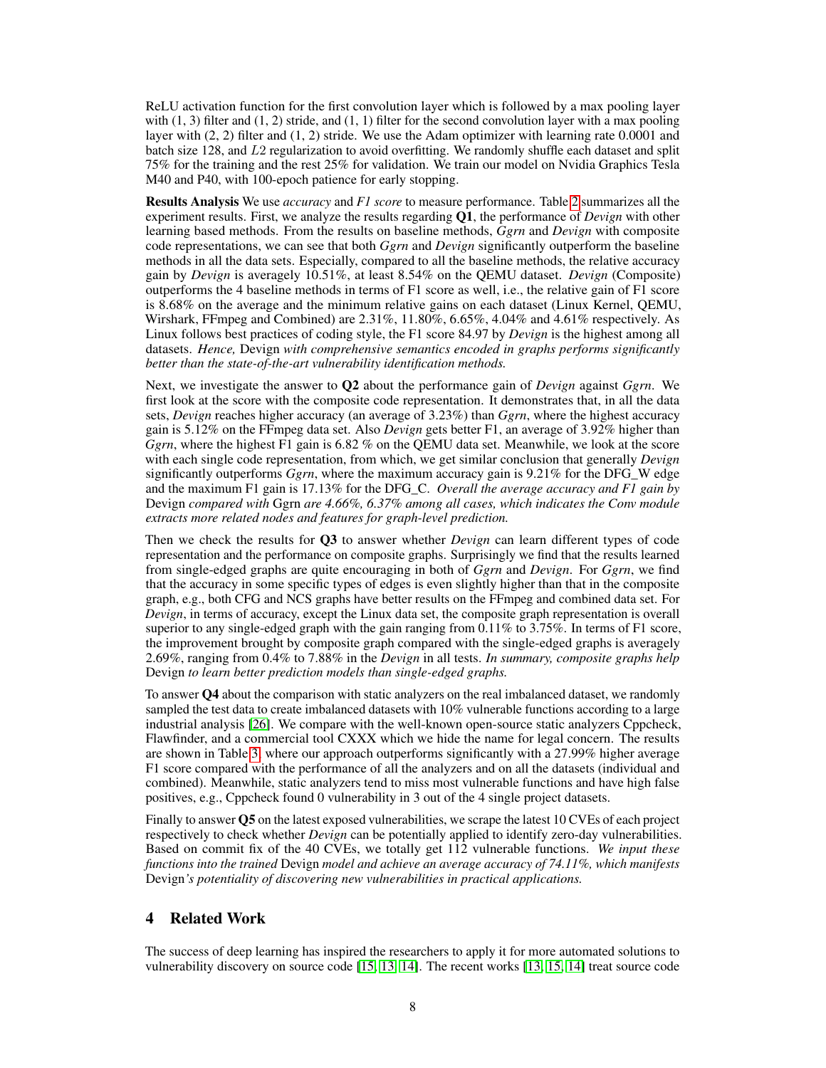ReLU activation function for the first convolution layer which is followed by a max pooling layer with (1, 3) filter and (1, 2) stride, and (1, 1) filter for the second convolution layer with a max pooling layer with (2, 2) filter and (1, 2) stride. We use the Adam optimizer with learning rate 0.0001 and batch size 128, and $L2$ regularization to avoid overfitting. We randomly shuffle each dataset and split 75% for the training and the rest 25% for validation. We train our model on Nvidia Graphics Tesla M40 and P40, with 100-epoch patience for early stopping.

**Results Analysis** We use *accuracy* and *F1 score* to measure performance. Table 2 summarizes all the experiment results. First, we analyze the results regarding **Q1**, the performance of *Devign* with other learning based methods. From the results on baseline methods, *Ggrn* and *Devign* with composite code representations, we can see that both *Ggrn* and *Devign* significantly outperform the baseline methods in all the data sets. Especially, compared to all the baseline methods, the relative accuracy gain by *Devign* is averagely 10.51%, at least 8.54% on the QEMU dataset. *Devign* (Composite) outperforms the 4 baseline methods in terms of F1 score as well, i.e., the relative gain of F1 score is 8.68% on the average and the minimum relative gains on each dataset (Linux Kernel, QEMU, Wirshark, FFmpeg and Combined) are 2.31%, 11.80%, 6.65%, 4.04% and 4.61% respectively. As Linux follows best practices of coding style, the F1 score 84.97 by *Devign* is the highest among all datasets. *Hence,* Devign *with comprehensive semantics encoded in graphs performs significantly better than the state-of-the-art vulnerability identification methods.*

Next, we investigate the answer to **Q2** about the performance gain of *Devign* against *Ggrn*. We first look at the score with the composite code representation. It demonstrates that, in all the data sets, *Devign* reaches higher accuracy (an average of 3.23%) than *Ggrn*, where the highest accuracy gain is 5.12% on the FFmpeg data set. Also *Devign* gets better F1, an average of 3.92% higher than *Ggrn*, where the highest F1 gain is 6.82 % on the QEMU data set. Meanwhile, we look at the score with each single code representation, from which, we get similar conclusion that generally *Devign* significantly outperforms *Ggrn*, where the maximum accuracy gain is 9.21% for the DFG_W edge and the maximum F1 gain is 17.13% for the DFG_C. *Overall the average accuracy and F1 gain by* Devign *compared with* Ggrn *are 4.66%, 6.37% among all cases, which indicates the Conv module extracts more related nodes and features for graph-level prediction.*

Then we check the results for **Q3** to answer whether *Devign* can learn different types of code representation and the performance on composite graphs. Surprisingly we find that the results learned from single-edged graphs are quite encouraging in both of *Ggrn* and *Devign*. For *Ggrn*, we find that the accuracy in some specific types of edges is even slightly higher than that in the composite graph, e.g., both CFG and NCS graphs have better results on the FFmpeg and combined data set. For *Devign*, in terms of accuracy, except the Linux data set, the composite graph representation is overall superior to any single-edged graph with the gain ranging from 0.11% to 3.75%. In terms of F1 score, the improvement brought by composite graph compared with the single-edged graphs is averagely 2.69%, ranging from 0.4% to 7.88% in the *Devign* in all tests. *In summary, composite graphs help* Devign *to learn better prediction models than single-edged graphs.*

To answer **Q4** about the comparison with static analyzers on the real imbalanced dataset, we randomly sampled the test data to create imbalanced datasets with 10% vulnerable functions according to a large industrial analysis [26]. We compare with the well-known open-source static analyzers Cppcheck, Flawfinder, and a commercial tool CXXX which we hide the name for legal concern. The results are shown in Table 3, where our approach outperforms significantly with a 27.99% higher average F1 score compared with the performance of all the analyzers and on all the datasets (individual and combined). Meanwhile, static analyzers tend to miss most vulnerable functions and have high false positives, e.g., Cppcheck found 0 vulnerability in 3 out of the 4 single project datasets.

Finally to answer **Q5** on the latest exposed vulnerabilities, we scrape the latest 10 CVEs of each project respectively to check whether *Devign* can be potentially applied to identify zero-day vulnerabilities. Based on commit fix of the 40 CVEs, we totally get 112 vulnerable functions. *We input these functions into the trained* Devign *model and achieve an average accuracy of 74.11%, which manifests* Devign*'s potentiality of discovering new vulnerabilities in practical applications.*

## 4 Related Work

The success of deep learning has inspired the researchers to apply it for more automated solutions to vulnerability discovery on source code [15, 13, 14]. The recent works [13, 15, 14] treat source code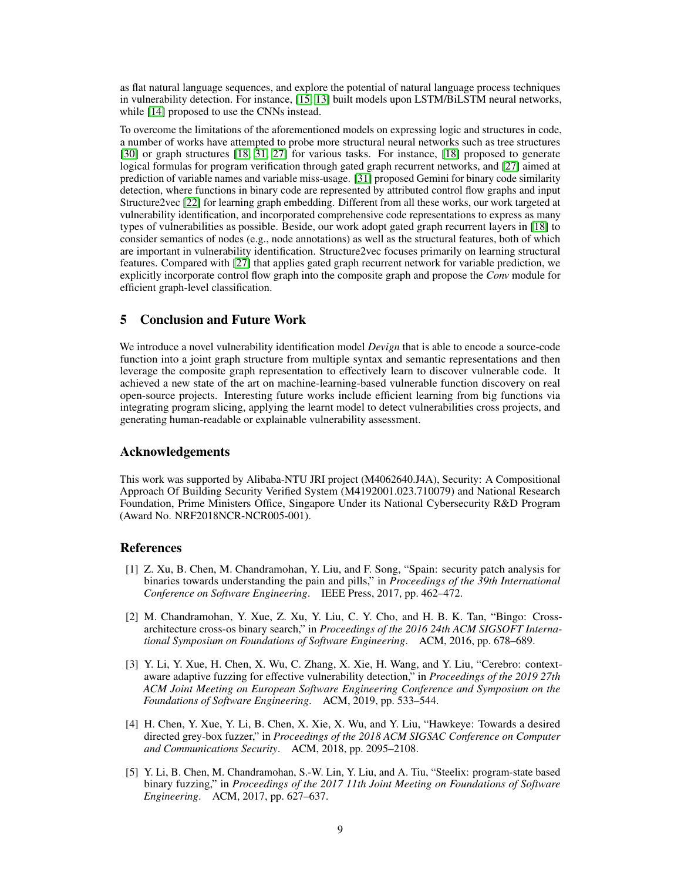as flat natural language sequences, and explore the potential of natural language process techniques in vulnerability detection. For instance, [15, 13] built models upon LSTM/BiLSTM neural networks, while [14] proposed to use the CNNs instead.

To overcome the limitations of the aforementioned models on expressing logic and structures in code, a number of works have attempted to probe more structural neural networks such as tree structures [30] or graph structures [18, 31, 27] for various tasks. For instance, [18] proposed to generate logical formulas for program verification through gated graph recurrent networks, and [27] aimed at prediction of variable names and variable miss-usage. [31] proposed Gemini for binary code similarity detection, where functions in binary code are represented by attributed control flow graphs and input Structure2vec [22] for learning graph embedding. Different from all these works, our work targeted at vulnerability identification, and incorporated comprehensive code representations to express as many types of vulnerabilities as possible. Beside, our work adopt gated graph recurrent layers in [18] to consider semantics of nodes (e.g., node annotations) as well as the structural features, both of which are important in vulnerability identification. Structure2vec focuses primarily on learning structural features. Compared with [27] that applies gated graph recurrent network for variable prediction, we explicitly incorporate control flow graph into the composite graph and propose the *Conv* module for efficient graph-level classification.

## 5 Conclusion and Future Work

We introduce a novel vulnerability identification model *Devign* that is able to encode a source-code function into a joint graph structure from multiple syntax and semantic representations and then leverage the composite graph representation to effectively learn to discover vulnerable code. It achieved a new state of the art on machine-learning-based vulnerable function discovery on real open-source projects. Interesting future works include efficient learning from big functions via integrating program slicing, applying the learnt model to detect vulnerabilities cross projects, and generating human-readable or explainable vulnerability assessment.

## Acknowledgements

This work was supported by Alibaba-NTU JRI project (M4062640.J4A), Security: A Compositional Approach Of Building Security Verified System (M4192001.023.710079) and National Research Foundation, Prime Ministers Office, Singapore Under its National Cybersecurity R&D Program (Award No. NRF2018NCR-NCR005-001).

## References

[1] Z. Xu, B. Chen, M. Chandramohan, Y. Liu, and F. Song, "Spain: security patch analysis for binaries towards understanding the pain and pills," in *Proceedings of the 39th International Conference on Software Engineering*. IEEE Press, 2017, pp. 462–472.

[2] M. Chandramohan, Y. Xue, Z. Xu, Y. Liu, C. Y. Cho, and H. B. K. Tan, "Bingo: Cross-architecture cross-os binary search," in *Proceedings of the 2016 24th ACM SIGSOFT International Symposium on Foundations of Software Engineering*. ACM, 2016, pp. 678–689.

[3] Y. Li, Y. Xue, H. Chen, X. Wu, C. Zhang, X. Xie, H. Wang, and Y. Liu, "Cerebro: context-aware adaptive fuzzing for effective vulnerability detection," in *Proceedings of the 2019 27th ACM Joint Meeting on European Software Engineering Conference and Symposium on the Foundations of Software Engineering*. ACM, 2019, pp. 533–544.

[4] H. Chen, Y. Xue, Y. Li, B. Chen, X. Xie, X. Wu, and Y. Liu, "Hawkeye: Towards a desired directed grey-box fuzzer," in *Proceedings of the 2018 ACM SIGSAC Conference on Computer and Communications Security*. ACM, 2018, pp. 2095–2108.

[5] Y. Li, B. Chen, M. Chandramohan, S.-W. Lin, Y. Liu, and A. Tiu, "Steelix: program-state based binary fuzzing," in *Proceedings of the 2017 11th Joint Meeting on Foundations of Software Engineering*. ACM, 2017, pp. 627–637.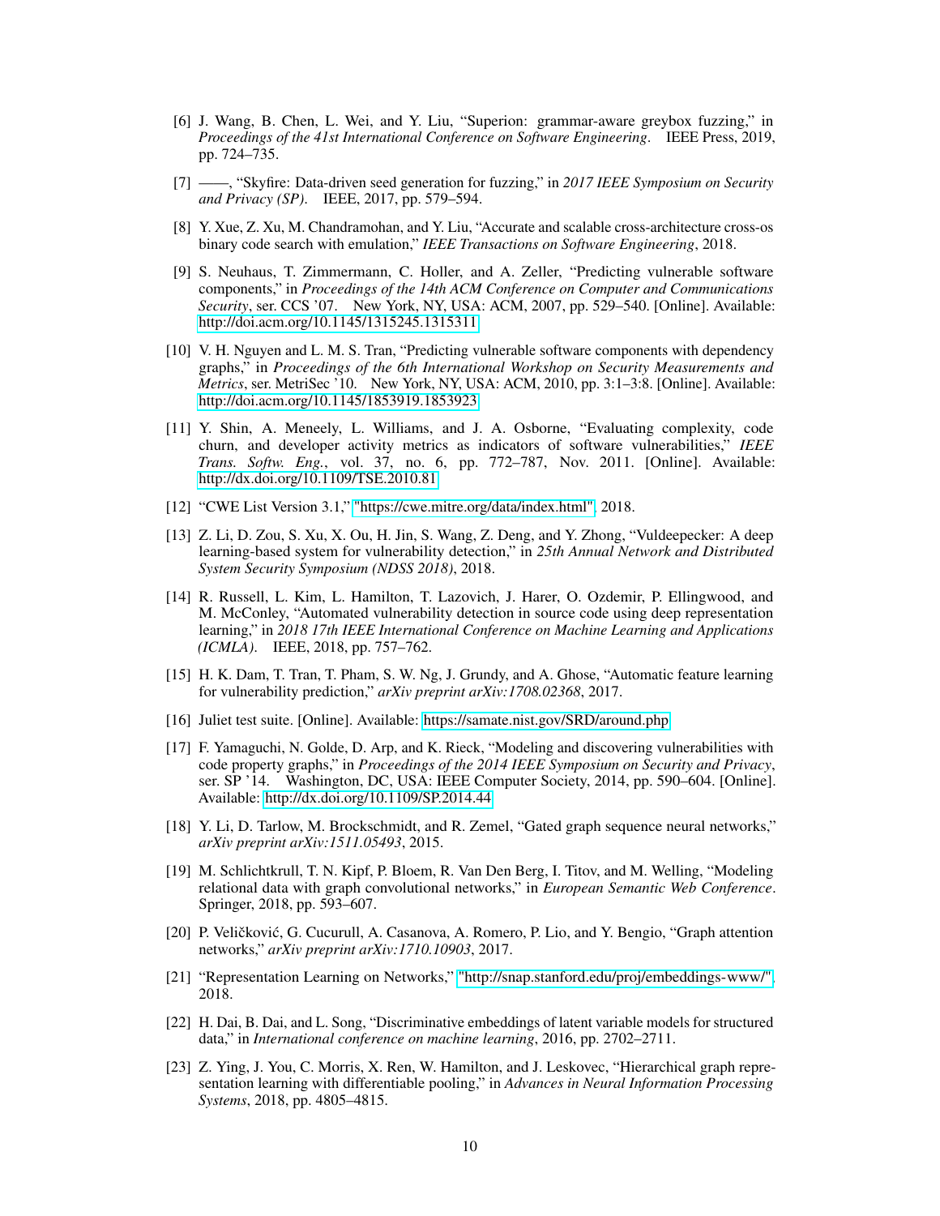[6] J. Wang, B. Chen, L. Wei, and Y. Liu, "Superion: grammar-aware greybox fuzzing," in *Proceedings of the 41st International Conference on Software Engineering*. IEEE Press, 2019, pp. 724–735.

[7] ——, "Skyfire: Data-driven seed generation for fuzzing," in *2017 IEEE Symposium on Security and Privacy (SP)*. IEEE, 2017, pp. 579–594.

[8] Y. Xue, Z. Xu, M. Chandramohan, and Y. Liu, "Accurate and scalable cross-architecture cross-os binary code search with emulation," *IEEE Transactions on Software Engineering*, 2018.

[9] S. Neuhaus, T. Zimmermann, C. Holler, and A. Zeller, "Predicting vulnerable software components," in *Proceedings of the 14th ACM Conference on Computer and Communications Security*, ser. CCS '07. New York, NY, USA: ACM, 2007, pp. 529–540. [Online]. Available: http://doi.acm.org/10.1145/1315245.1315311

[10] V. H. Nguyen and L. M. S. Tran, "Predicting vulnerable software components with dependency graphs," in *Proceedings of the 6th International Workshop on Security Measurements and Metrics*, ser. MetriSec '10. New York, NY, USA: ACM, 2010, pp. 3:1–3:8. [Online]. Available: http://doi.acm.org/10.1145/1853919.1853923

[11] Y. Shin, A. Meneely, L. Williams, and J. A. Osborne, "Evaluating complexity, code churn, and developer activity metrics as indicators of software vulnerabilities," *IEEE Trans. Softw. Eng.*, vol. 37, no. 6, pp. 772–787, Nov. 2011. [Online]. Available: http://dx.doi.org/10.1109/TSE.2010.81

[12] "CWE List Version 3.1," "https://cwe.mitre.org/data/index.html", 2018.

[13] Z. Li, D. Zou, S. Xu, X. Ou, H. Jin, S. Wang, Z. Deng, and Y. Zhong, "Vuldeepecker: A deep learning-based system for vulnerability detection," in *25th Annual Network and Distributed System Security Symposium (NDSS 2018)*, 2018.

[14] R. Russell, L. Kim, L. Hamilton, T. Lazovich, J. Harer, O. Ozdemir, P. Ellingwood, and M. McConley, "Automated vulnerability detection in source code using deep representation learning," in *2018 17th IEEE International Conference on Machine Learning and Applications (ICMLA)*. IEEE, 2018, pp. 757–762.

[15] H. K. Dam, T. Tran, T. Pham, S. W. Ng, J. Grundy, and A. Ghose, "Automatic feature learning for vulnerability prediction," *arXiv preprint arXiv:1708.02368*, 2017.

[16] Juliet test suite. [Online]. Available: https://samate.nist.gov/SRD/around.php

[17] F. Yamaguchi, N. Golde, D. Arp, and K. Rieck, "Modeling and discovering vulnerabilities with code property graphs," in *Proceedings of the 2014 IEEE Symposium on Security and Privacy*, ser. SP '14. Washington, DC, USA: IEEE Computer Society, 2014, pp. 590–604. [Online]. Available: http://dx.doi.org/10.1109/SP.2014.44

[18] Y. Li, D. Tarlow, M. Brockschmidt, and R. Zemel, "Gated graph sequence neural networks," *arXiv preprint arXiv:1511.05493*, 2015.

[19] M. Schlichtkrull, T. N. Kipf, P. Bloem, R. Van Den Berg, I. Titov, and M. Welling, "Modeling relational data with graph convolutional networks," in *European Semantic Web Conference*. Springer, 2018, pp. 593–607.

[20] P. Veličković, G. Cucurull, A. Casanova, A. Romero, P. Lio, and Y. Bengio, "Graph attention networks," *arXiv preprint arXiv:1710.10903*, 2017.

[21] "Representation Learning on Networks," "http://snap.stanford.edu/proj/embeddings-www/", 2018.

[22] H. Dai, B. Dai, and L. Song, "Discriminative embeddings of latent variable models for structured data," in *International conference on machine learning*, 2016, pp. 2702–2711.

[23] Z. Ying, J. You, C. Morris, X. Ren, W. Hamilton, and J. Leskovec, "Hierarchical graph representation learning with differentiable pooling," in *Advances in Neural Information Processing Systems*, 2018, pp. 4805–4815.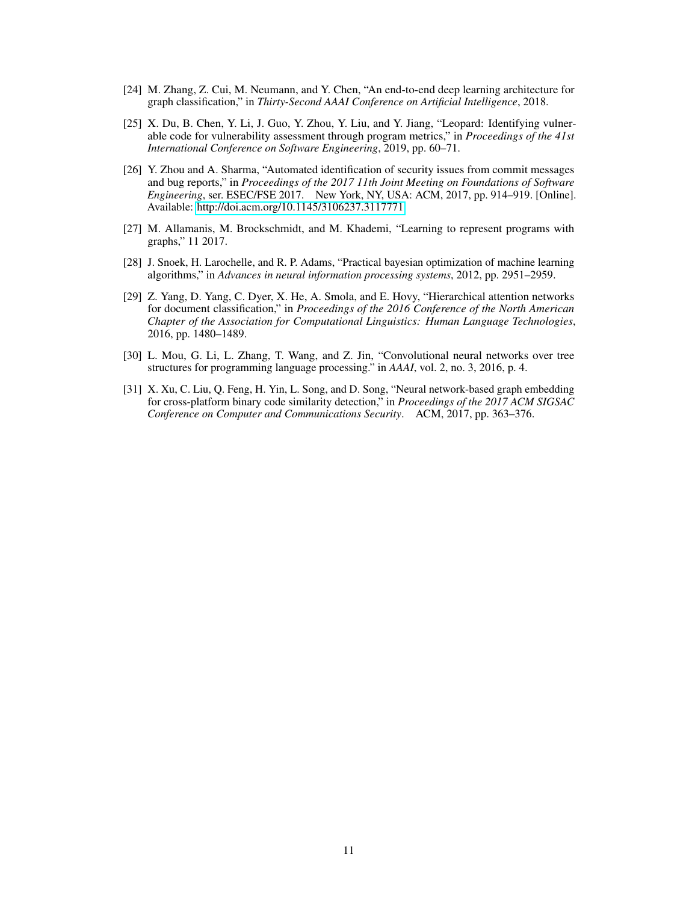[24] M. Zhang, Z. Cui, M. Neumann, and Y. Chen, "An end-to-end deep learning architecture for graph classification," in *Thirty-Second AAAI Conference on Artificial Intelligence*, 2018.

[25] X. Du, B. Chen, Y. Li, J. Guo, Y. Zhou, Y. Liu, and Y. Jiang, "Leopard: Identifying vulnerable code for vulnerability assessment through program metrics," in *Proceedings of the 41st International Conference on Software Engineering*, 2019, pp. 60–71.

[26] Y. Zhou and A. Sharma, "Automated identification of security issues from commit messages and bug reports," in *Proceedings of the 2017 11th Joint Meeting on Foundations of Software Engineering*, ser. ESEC/FSE 2017. New York, NY, USA: ACM, 2017, pp. 914–919. [Online]. Available: http://doi.acm.org/10.1145/3106237.3117771

[27] M. Allamanis, M. Brockschmidt, and M. Khademi, "Learning to represent programs with graphs," 11 2017.

[28] J. Snoek, H. Larochelle, and R. P. Adams, "Practical bayesian optimization of machine learning algorithms," in *Advances in neural information processing systems*, 2012, pp. 2951–2959.

[29] Z. Yang, D. Yang, C. Dyer, X. He, A. Smola, and E. Hovy, "Hierarchical attention networks for document classification," in *Proceedings of the 2016 Conference of the North American Chapter of the Association for Computational Linguistics: Human Language Technologies*, 2016, pp. 1480–1489.

[30] L. Mou, G. Li, L. Zhang, T. Wang, and Z. Jin, "Convolutional neural networks over tree structures for programming language processing." in *AAAI*, vol. 2, no. 3, 2016, p. 4.

[31] X. Xu, C. Liu, Q. Feng, H. Yin, L. Song, and D. Song, "Neural network-based graph embedding for cross-platform binary code similarity detection," in *Proceedings of the 2017 ACM SIGSAC Conference on Computer and Communications Security*. ACM, 2017, pp. 363–376.